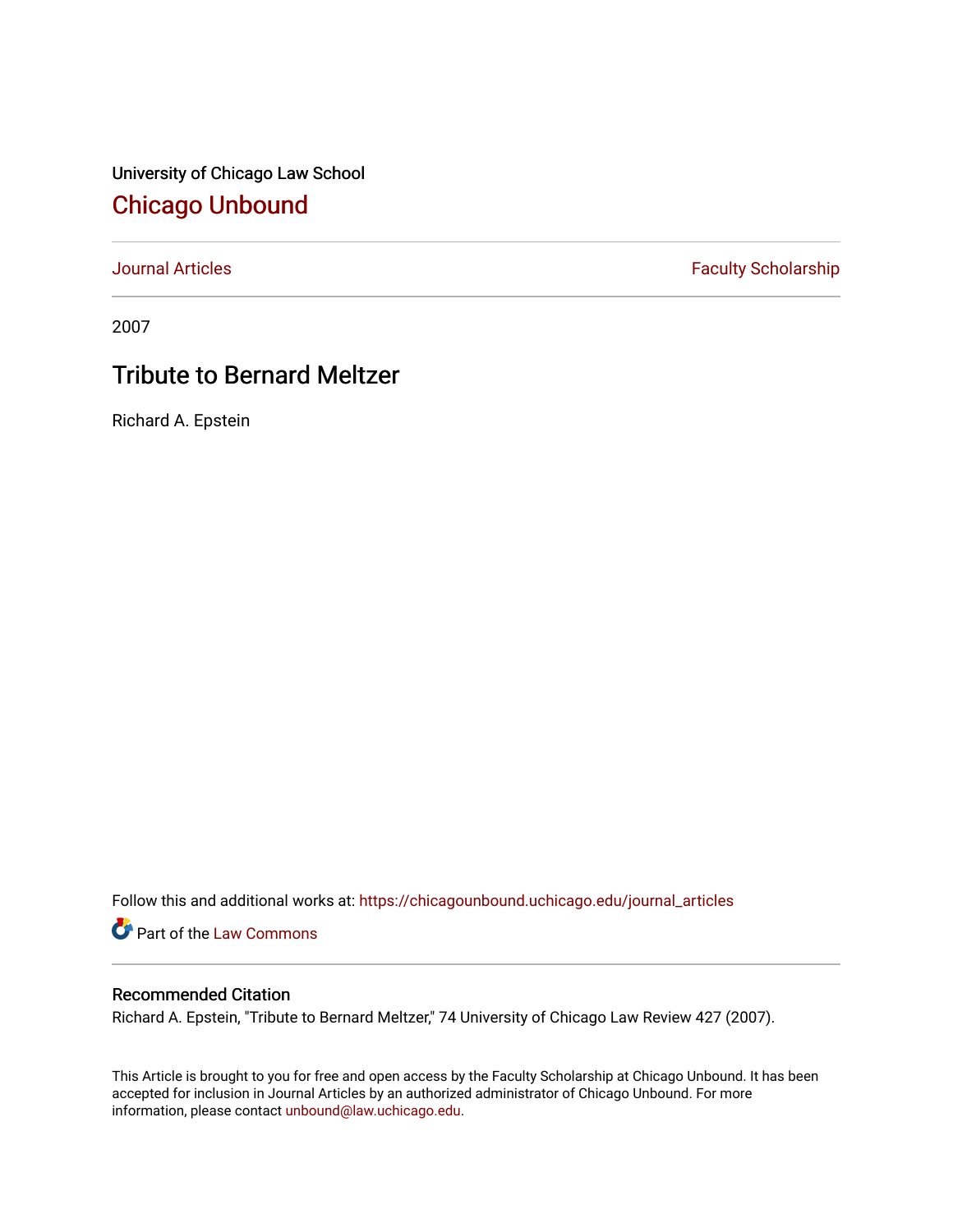University of Chicago Law School

# Chicago Unbound

Journal Articles | Faculty Scholarship

2007

## Tribute to Bernard Meltzer

Richard A. Epstein

Follow this and additional works at: https://chicagounbound.uchicago.edu/journal_articles

Part of the Law Commons

### Recommended Citation

Richard A. Epstein, "Tribute to Bernard Meltzer," 74 University of Chicago Law Review 427 (2007).

This Article is brought to you for free and open access by the Faculty Scholarship at Chicago Unbound. It has been accepted for inclusion in Journal Articles by an authorized administrator of Chicago Unbound. For more information, please contact unbound@law.uchicago.edu.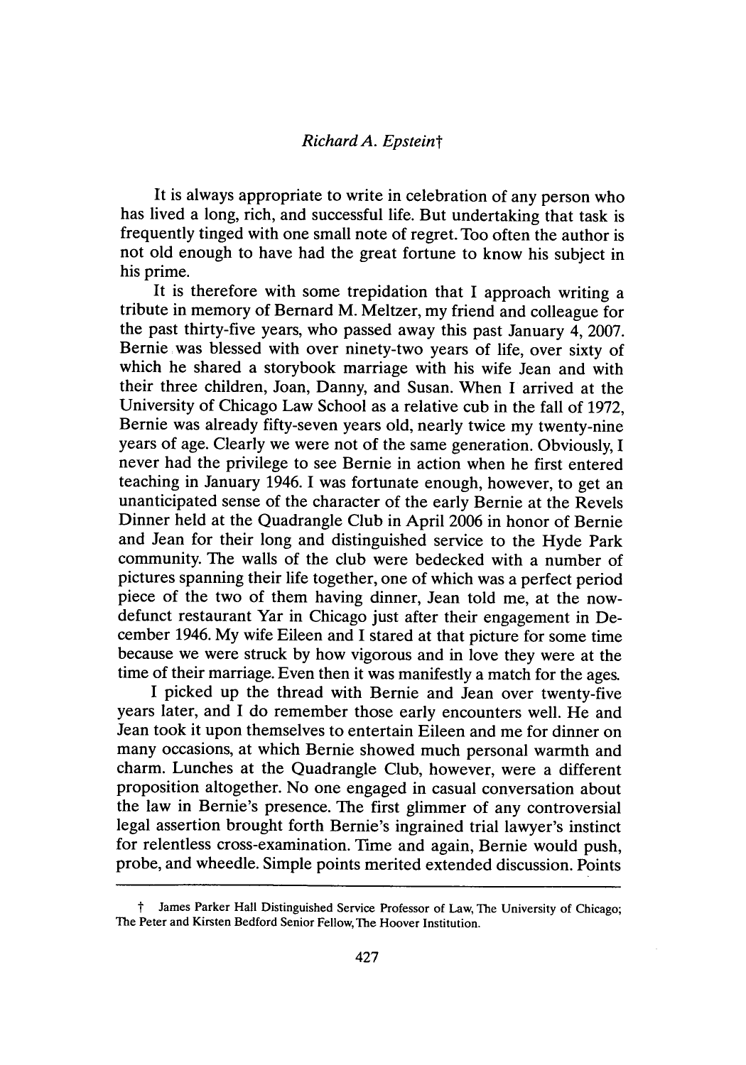*Richard A. Epstein*[†]

It is always appropriate to write in celebration of any person who has lived a long, rich, and successful life. But undertaking that task is frequently tinged with one small note of regret. Too often the author is not old enough to have had the great fortune to know his subject in his prime.

It is therefore with some trepidation that I approach writing a tribute in memory of Bernard M. Meltzer, my friend and colleague for the past thirty-five years, who passed away this past January 4, 2007. Bernie was blessed with over ninety-two years of life, over sixty of which he shared a storybook marriage with his wife Jean and with their three children, Joan, Danny, and Susan. When I arrived at the University of Chicago Law School as a relative cub in the fall of 1972, Bernie was already fifty-seven years old, nearly twice my twenty-nine years of age. Clearly we were not of the same generation. Obviously, I never had the privilege to see Bernie in action when he first entered teaching in January 1946. I was fortunate enough, however, to get an unanticipated sense of the character of the early Bernie at the Revels Dinner held at the Quadrangle Club in April 2006 in honor of Bernie and Jean for their long and distinguished service to the Hyde Park community. The walls of the club were bedecked with a number of pictures spanning their life together, one of which was a perfect period piece of the two of them having dinner, Jean told me, at the now-defunct restaurant Yar in Chicago just after their engagement in December 1946. My wife Eileen and I stared at that picture for some time because we were struck by how vigorous and in love they were at the time of their marriage. Even then it was manifestly a match for the ages.

I picked up the thread with Bernie and Jean over twenty-five years later, and I do remember those early encounters well. He and Jean took it upon themselves to entertain Eileen and me for dinner on many occasions, at which Bernie showed much personal warmth and charm. Lunches at the Quadrangle Club, however, were a different proposition altogether. No one engaged in casual conversation about the law in Bernie's presence. The first glimmer of any controversial legal assertion brought forth Bernie's ingrained trial lawyer's instinct for relentless cross-examination. Time and again, Bernie would push, probe, and wheedle. Simple points merited extended discussion. Points

---

[†] James Parker Hall Distinguished Service Professor of Law, The University of Chicago; The Peter and Kirsten Bedford Senior Fellow, The Hoover Institution.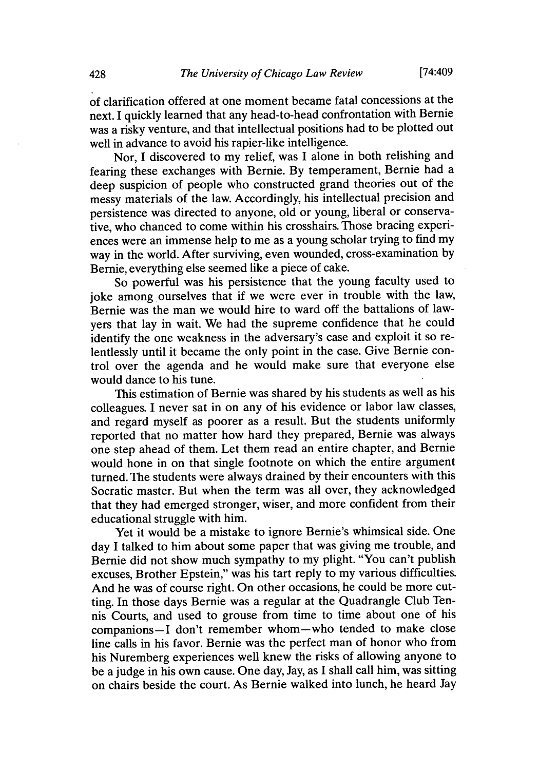of clarification offered at one moment became fatal concessions at the next. I quickly learned that any head-to-head confrontation with Bernie was a risky venture, and that intellectual positions had to be plotted out well in advance to avoid his rapier-like intelligence.

Nor, I discovered to my relief, was I alone in both relishing and fearing these exchanges with Bernie. By temperament, Bernie had a deep suspicion of people who constructed grand theories out of the messy materials of the law. Accordingly, his intellectual precision and persistence was directed to anyone, old or young, liberal or conservative, who chanced to come within his crosshairs. Those bracing experiences were an immense help to me as a young scholar trying to find my way in the world. After surviving, even wounded, cross-examination by Bernie, everything else seemed like a piece of cake.

So powerful was his persistence that the young faculty used to joke among ourselves that if we were ever in trouble with the law, Bernie was the man we would hire to ward off the battalions of lawyers that lay in wait. We had the supreme confidence that he could identify the one weakness in the adversary's case and exploit it so relentlessly until it became the only point in the case. Give Bernie control over the agenda and he would make sure that everyone else would dance to his tune.

This estimation of Bernie was shared by his students as well as his colleagues. I never sat in on any of his evidence or labor law classes, and regard myself as poorer as a result. But the students uniformly reported that no matter how hard they prepared, Bernie was always one step ahead of them. Let them read an entire chapter, and Bernie would hone in on that single footnote on which the entire argument turned. The students were always drained by their encounters with this Socratic master. But when the term was all over, they acknowledged that they had emerged stronger, wiser, and more confident from their educational struggle with him.

Yet it would be a mistake to ignore Bernie's whimsical side. One day I talked to him about some paper that was giving me trouble, and Bernie did not show much sympathy to my plight. "You can't publish excuses, Brother Epstein," was his tart reply to my various difficulties. And he was of course right. On other occasions, he could be more cutting. In those days Bernie was a regular at the Quadrangle Club Tennis Courts, and used to grouse from time to time about one of his companions—I don't remember whom—who tended to make close line calls in his favor. Bernie was the perfect man of honor who from his Nuremberg experiences well knew the risks of allowing anyone to be a judge in his own cause. One day, Jay, as I shall call him, was sitting on chairs beside the court. As Bernie walked into lunch, he heard Jay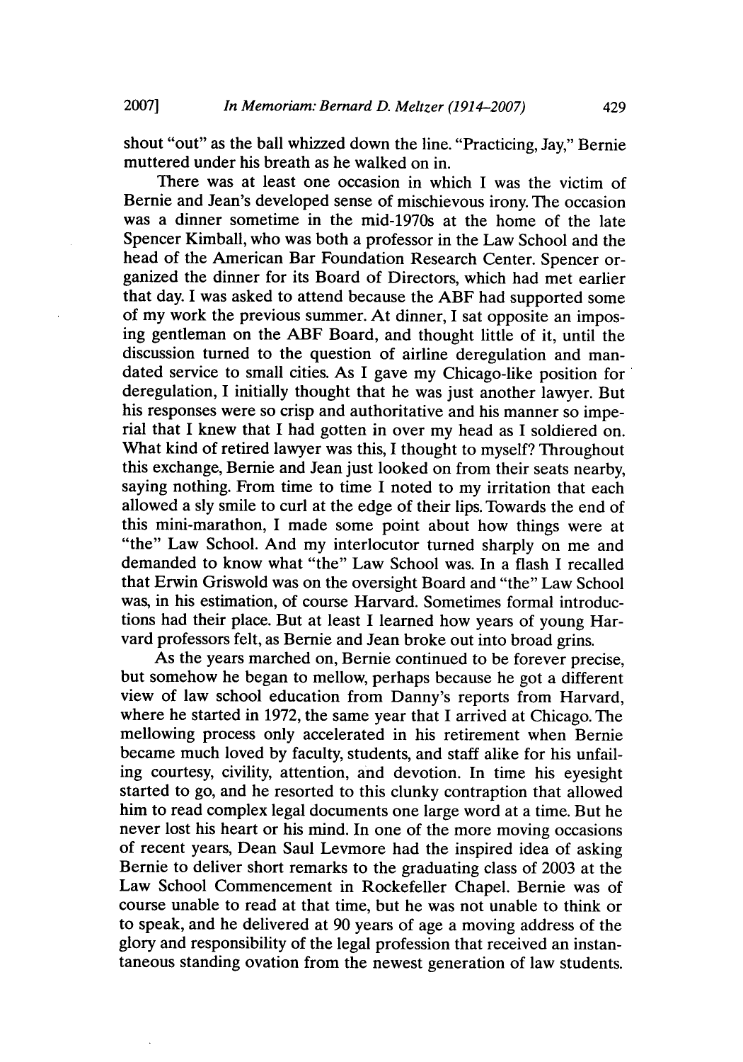shout "out" as the ball whizzed down the line. "Practicing, Jay," Bernie muttered under his breath as he walked on in.

There was at least one occasion in which I was the victim of Bernie and Jean's developed sense of mischievous irony. The occasion was a dinner sometime in the mid-1970s at the home of the late Spencer Kimball, who was both a professor in the Law School and the head of the American Bar Foundation Research Center. Spencer organized the dinner for its Board of Directors, which had met earlier that day. I was asked to attend because the ABF had supported some of my work the previous summer. At dinner, I sat opposite an imposing gentleman on the ABF Board, and thought little of it, until the discussion turned to the question of airline deregulation and mandated service to small cities. As I gave my Chicago-like position for deregulation, I initially thought that he was just another lawyer. But his responses were so crisp and authoritative and his manner so imperial that I knew that I had gotten in over my head as I soldiered on. What kind of retired lawyer was this, I thought to myself? Throughout this exchange, Bernie and Jean just looked on from their seats nearby, saying nothing. From time to time I noted to my irritation that each allowed a sly smile to curl at the edge of their lips. Towards the end of this mini-marathon, I made some point about how things were at "the" Law School. And my interlocutor turned sharply on me and demanded to know what "the" Law School was. In a flash I recalled that Erwin Griswold was on the oversight Board and "the" Law School was, in his estimation, of course Harvard. Sometimes formal introductions had their place. But at least I learned how years of young Harvard professors felt, as Bernie and Jean broke out into broad grins.

As the years marched on, Bernie continued to be forever precise, but somehow he began to mellow, perhaps because he got a different view of law school education from Danny's reports from Harvard, where he started in 1972, the same year that I arrived at Chicago. The mellowing process only accelerated in his retirement when Bernie became much loved by faculty, students, and staff alike for his unfailing courtesy, civility, attention, and devotion. In time his eyesight started to go, and he resorted to this clunky contraption that allowed him to read complex legal documents one large word at a time. But he never lost his heart or his mind. In one of the more moving occasions of recent years, Dean Saul Levmore had the inspired idea of asking Bernie to deliver short remarks to the graduating class of 2003 at the Law School Commencement in Rockefeller Chapel. Bernie was of course unable to read at that time, but he was not unable to think or to speak, and he delivered at 90 years of age a moving address of the glory and responsibility of the legal profession that received an instantaneous standing ovation from the newest generation of law students.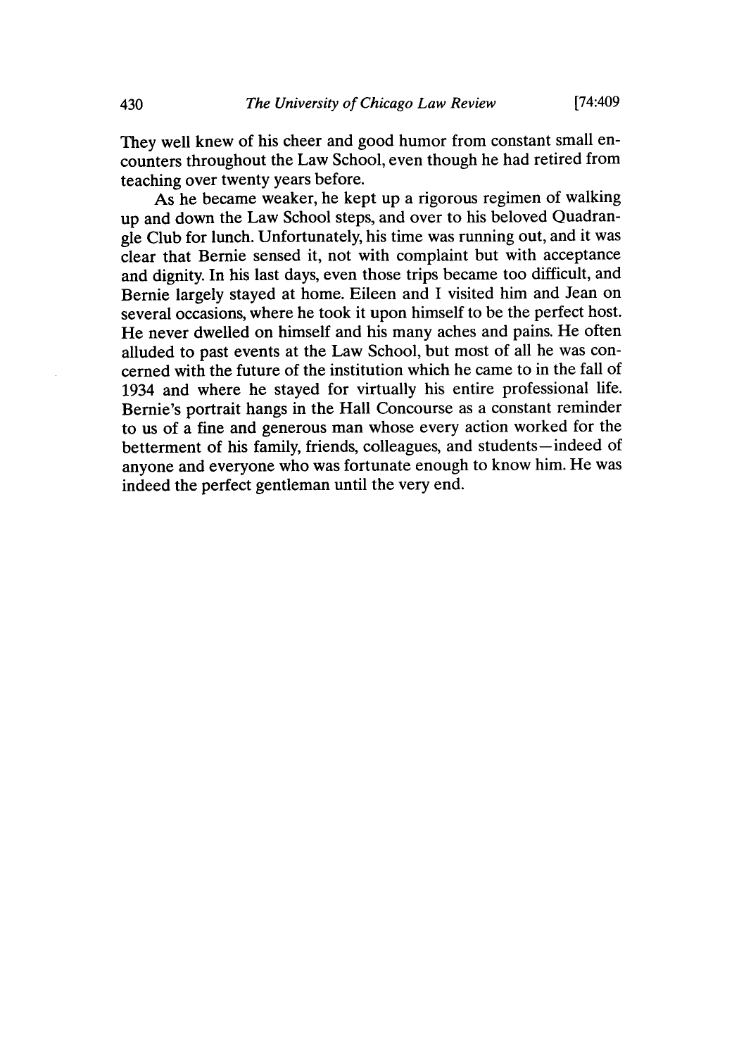They well knew of his cheer and good humor from constant small encounters throughout the Law School, even though he had retired from teaching over twenty years before.

As he became weaker, he kept up a rigorous regimen of walking up and down the Law School steps, and over to his beloved Quadrangle Club for lunch. Unfortunately, his time was running out, and it was clear that Bernie sensed it, not with complaint but with acceptance and dignity. In his last days, even those trips became too difficult, and Bernie largely stayed at home. Eileen and I visited him and Jean on several occasions, where he took it upon himself to be the perfect host. He never dwelled on himself and his many aches and pains. He often alluded to past events at the Law School, but most of all he was concerned with the future of the institution which he came to in the fall of 1934 and where he stayed for virtually his entire professional life. Bernie's portrait hangs in the Hall Concourse as a constant reminder to us of a fine and generous man whose every action worked for the betterment of his family, friends, colleagues, and students—indeed of anyone and everyone who was fortunate enough to know him. He was indeed the perfect gentleman until the very end.